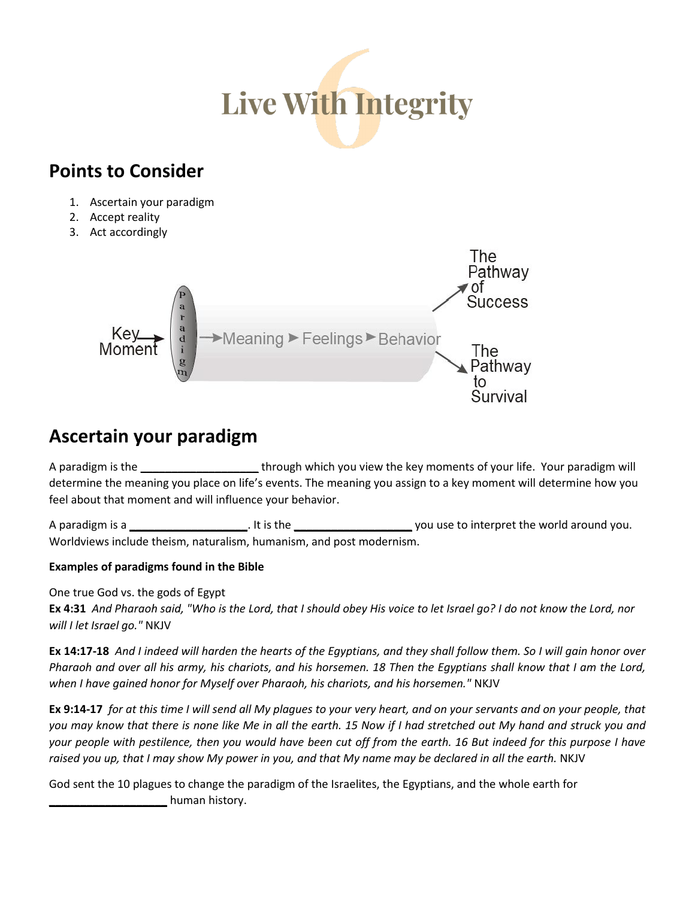# Live With Integrity

## Points to Consider

1. Ascertain your paradigm
2. Accept reality
3. Act accordingly

Key Moment → Paradigm → Meaning ► Feelings ► Behavior → The Pathway of Success / The Pathway to Survival

## Ascertain your paradigm

A paradigm is the ___________________ through which you view the key moments of your life. Your paradigm will determine the meaning you place on life's events. The meaning you assign to a key moment will determine how you feel about that moment and will influence your behavior.

A paradigm is a ___________________. It is the ___________________ you use to interpret the world around you. Worldviews include theism, naturalism, humanism, and post modernism.

**Examples of paradigms found in the Bible**

One true God vs. the gods of Egypt
**Ex 4:31** *And Pharaoh said, "Who is the Lord, that I should obey His voice to let Israel go? I do not know the Lord, nor will I let Israel go."* NKJV

**Ex 14:17-18** *And I indeed will harden the hearts of the Egyptians, and they shall follow them. So I will gain honor over Pharaoh and over all his army, his chariots, and his horsemen. 18 Then the Egyptians shall know that I am the Lord, when I have gained honor for Myself over Pharaoh, his chariots, and his horsemen."* NKJV

**Ex 9:14-17** *for at this time I will send all My plagues to your very heart, and on your servants and on your people, that you may know that there is none like Me in all the earth. 15 Now if I had stretched out My hand and struck you and your people with pestilence, then you would have been cut off from the earth. 16 But indeed for this purpose I have raised you up, that I may show My power in you, and that My name may be declared in all the earth.* NKJV

God sent the 10 plagues to change the paradigm of the Israelites, the Egyptians, and the whole earth for ___________________ human history.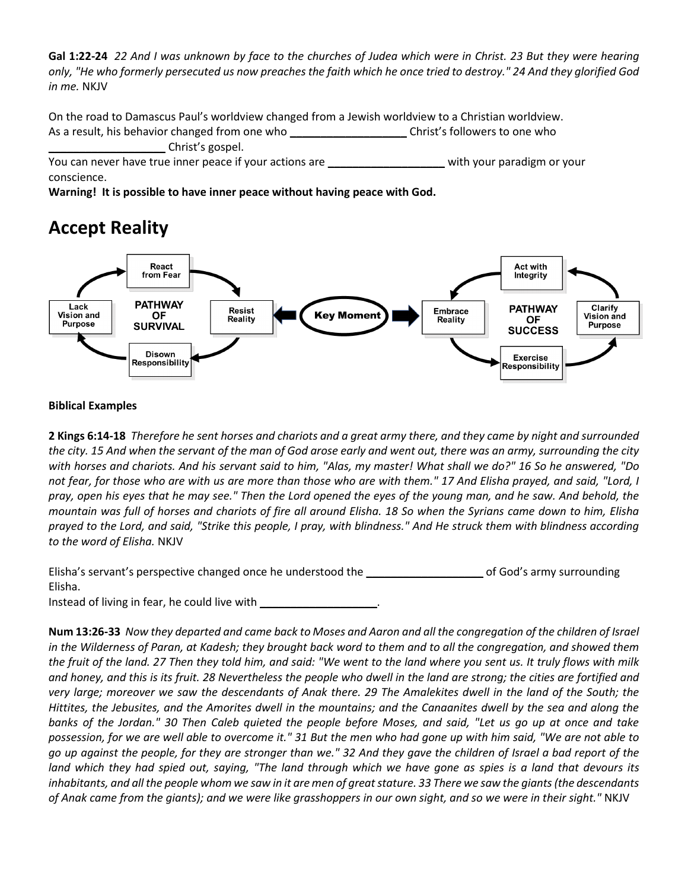**Gal 1:22-24** *22 And I was unknown by face to the churches of Judea which were in Christ. 23 But they were hearing only, "He who formerly persecuted us now preaches the faith which he once tried to destroy." 24 And they glorified God in me.* NKJV

On the road to Damascus Paul's worldview changed from a Jewish worldview to a Christian worldview.
As a result, his behavior changed from one who ___________________ Christ's followers to one who ___________________ Christ's gospel.
You can never have true inner peace if your actions are ___________________ with your paradigm or your conscience.

**Warning! It is possible to have inner peace without having peace with God.**

# Accept Reality

Lack Vision and Purpose — React from Fear — Resist Reality — Disown Responsibility — PATHWAY OF SURVIVAL

Key Moment

Embrace Reality — Exercise Responsibility — Clarify Vision and Purpose — Act with Integrity — PATHWAY OF SUCCESS

**Biblical Examples**

**2 Kings 6:14-18** *Therefore he sent horses and chariots and a great army there, and they came by night and surrounded the city. 15 And when the servant of the man of God arose early and went out, there was an army, surrounding the city with horses and chariots. And his servant said to him, "Alas, my master! What shall we do?" 16 So he answered, "Do not fear, for those who are with us are more than those who are with them." 17 And Elisha prayed, and said, "Lord, I pray, open his eyes that he may see." Then the Lord opened the eyes of the young man, and he saw. And behold, the mountain was full of horses and chariots of fire all around Elisha. 18 So when the Syrians came down to him, Elisha prayed to the Lord, and said, "Strike this people, I pray, with blindness." And He struck them with blindness according to the word of Elisha.* NKJV

Elisha's servant's perspective changed once he understood the ___________________ of God's army surrounding Elisha.
Instead of living in fear, he could live with ___________________.

**Num 13:26-33** *Now they departed and came back to Moses and Aaron and all the congregation of the children of Israel in the Wilderness of Paran, at Kadesh; they brought back word to them and to all the congregation, and showed them the fruit of the land. 27 Then they told him, and said: "We went to the land where you sent us. It truly flows with milk and honey, and this is its fruit. 28 Nevertheless the people who dwell in the land are strong; the cities are fortified and very large; moreover we saw the descendants of Anak there. 29 The Amalekites dwell in the land of the South; the Hittites, the Jebusites, and the Amorites dwell in the mountains; and the Canaanites dwell by the sea and along the banks of the Jordan." 30 Then Caleb quieted the people before Moses, and said, "Let us go up at once and take possession, for we are well able to overcome it." 31 But the men who had gone up with him said, "We are not able to go up against the people, for they are stronger than we." 32 And they gave the children of Israel a bad report of the land which they had spied out, saying, "The land through which we have gone as spies is a land that devours its inhabitants, and all the people whom we saw in it are men of great stature. 33 There we saw the giants (the descendants of Anak came from the giants); and we were like grasshoppers in our own sight, and so we were in their sight."* NKJV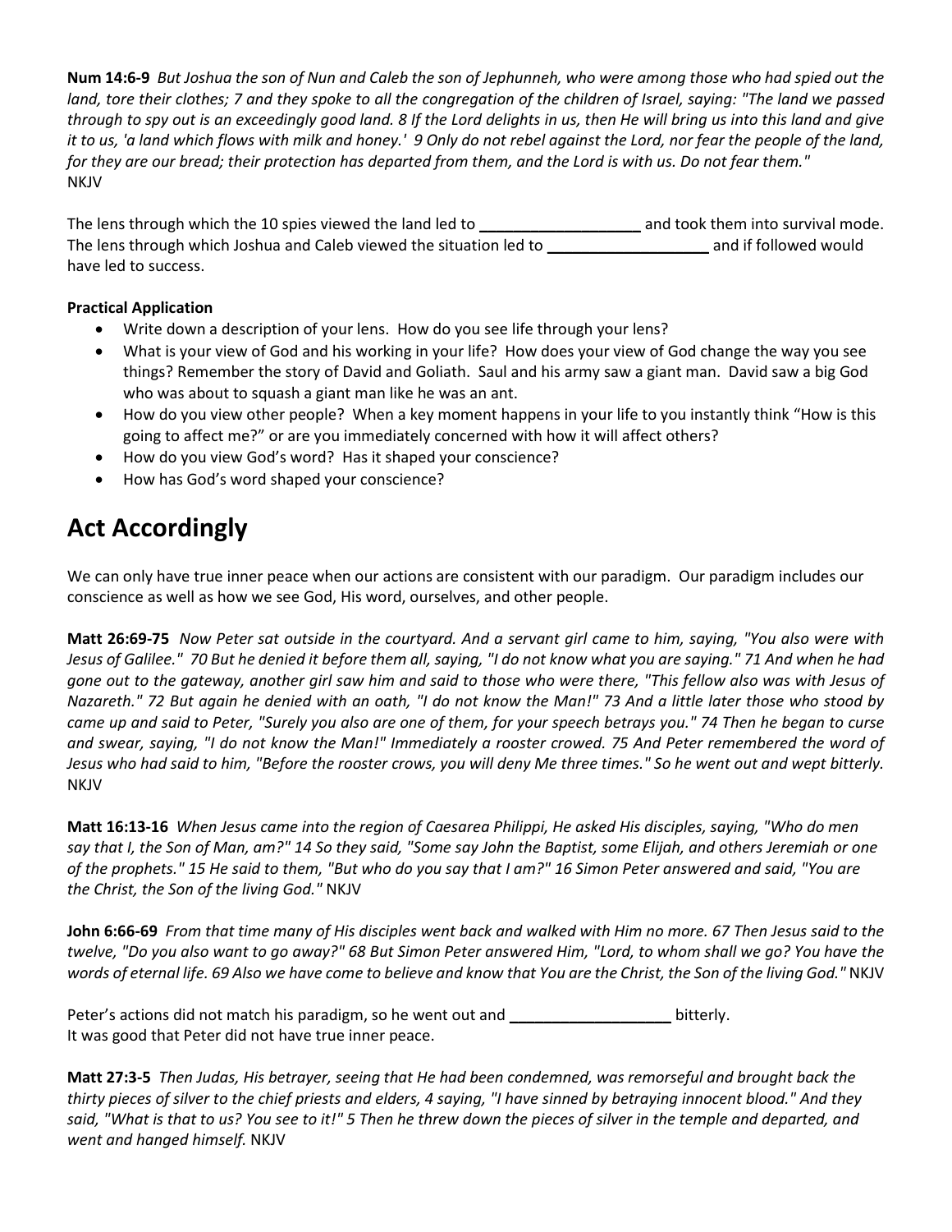**Num 14:6-9** *But Joshua the son of Nun and Caleb the son of Jephunneh, who were among those who had spied out the land, tore their clothes; 7 and they spoke to all the congregation of the children of Israel, saying: "The land we passed through to spy out is an exceedingly good land. 8 If the Lord delights in us, then He will bring us into this land and give it to us, 'a land which flows with milk and honey.' 9 Only do not rebel against the Lord, nor fear the people of the land, for they are our bread; their protection has departed from them, and the Lord is with us. Do not fear them."* NKJV

The lens through which the 10 spies viewed the land led to ___________________ and took them into survival mode. The lens through which Joshua and Caleb viewed the situation led to ___________________ and if followed would have led to success.

**Practical Application**

- Write down a description of your lens. How do you see life through your lens?
- What is your view of God and his working in your life? How does your view of God change the way you see things? Remember the story of David and Goliath. Saul and his army saw a giant man. David saw a big God who was about to squash a giant man like he was an ant.
- How do you view other people? When a key moment happens in your life to you instantly think "How is this going to affect me?" or are you immediately concerned with how it will affect others?
- How do you view God's word? Has it shaped your conscience?
- How has God's word shaped your conscience?

# Act Accordingly

We can only have true inner peace when our actions are consistent with our paradigm. Our paradigm includes our conscience as well as how we see God, His word, ourselves, and other people.

**Matt 26:69-75** *Now Peter sat outside in the courtyard. And a servant girl came to him, saying, "You also were with Jesus of Galilee." 70 But he denied it before them all, saying, "I do not know what you are saying." 71 And when he had gone out to the gateway, another girl saw him and said to those who were there, "This fellow also was with Jesus of Nazareth." 72 But again he denied with an oath, "I do not know the Man!" 73 And a little later those who stood by came up and said to Peter, "Surely you also are one of them, for your speech betrays you." 74 Then he began to curse and swear, saying, "I do not know the Man!" Immediately a rooster crowed. 75 And Peter remembered the word of Jesus who had said to him, "Before the rooster crows, you will deny Me three times." So he went out and wept bitterly.* NKJV

**Matt 16:13-16** *When Jesus came into the region of Caesarea Philippi, He asked His disciples, saying, "Who do men say that I, the Son of Man, am?" 14 So they said, "Some say John the Baptist, some Elijah, and others Jeremiah or one of the prophets." 15 He said to them, "But who do you say that I am?" 16 Simon Peter answered and said, "You are the Christ, the Son of the living God."* NKJV

**John 6:66-69** *From that time many of His disciples went back and walked with Him no more. 67 Then Jesus said to the twelve, "Do you also want to go away?" 68 But Simon Peter answered Him, "Lord, to whom shall we go? You have the words of eternal life. 69 Also we have come to believe and know that You are the Christ, the Son of the living God."* NKJV

Peter's actions did not match his paradigm, so he went out and ___________________ bitterly.
It was good that Peter did not have true inner peace.

**Matt 27:3-5** *Then Judas, His betrayer, seeing that He had been condemned, was remorseful and brought back the thirty pieces of silver to the chief priests and elders, 4 saying, "I have sinned by betraying innocent blood." And they said, "What is that to us? You see to it!" 5 Then he threw down the pieces of silver in the temple and departed, and went and hanged himself.* NKJV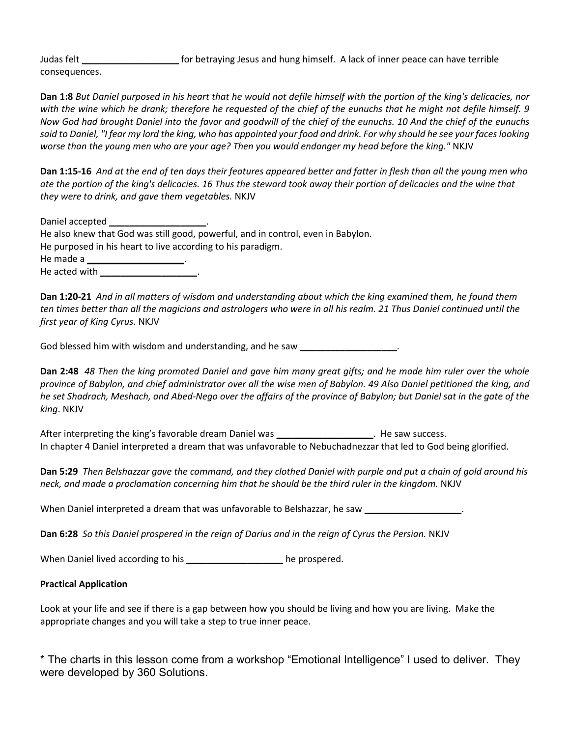Judas felt ___________________ for betraying Jesus and hung himself. A lack of inner peace can have terrible consequences.

**Dan 1:8** *But Daniel purposed in his heart that he would not defile himself with the portion of the king's delicacies, nor with the wine which he drank; therefore he requested of the chief of the eunuchs that he might not defile himself. 9 Now God had brought Daniel into the favor and goodwill of the chief of the eunuchs. 10 And the chief of the eunuchs said to Daniel, "I fear my lord the king, who has appointed your food and drink. For why should he see your faces looking worse than the young men who are your age? Then you would endanger my head before the king."* NKJV

**Dan 1:15-16** *And at the end of ten days their features appeared better and fatter in flesh than all the young men who ate the portion of the king's delicacies. 16 Thus the steward took away their portion of delicacies and the wine that they were to drink, and gave them vegetables.* NKJV

Daniel accepted ___________________.
He also knew that God was still good, powerful, and in control, even in Babylon.
He purposed in his heart to live according to his paradigm.
He made a ___________________.
He acted with ___________________.

**Dan 1:20-21** *And in all matters of wisdom and understanding about which the king examined them, he found them ten times better than all the magicians and astrologers who were in all his realm. 21 Thus Daniel continued until the first year of King Cyrus.* NKJV

God blessed him with wisdom and understanding, and he saw ___________________.

**Dan 2:48** *48 Then the king promoted Daniel and gave him many great gifts; and he made him ruler over the whole province of Babylon, and chief administrator over all the wise men of Babylon. 49 Also Daniel petitioned the king, and he set Shadrach, Meshach, and Abed-Nego over the affairs of the province of Babylon; but Daniel sat in the gate of the king*. NKJV

After interpreting the king's favorable dream Daniel was ___________________. He saw success.
In chapter 4 Daniel interpreted a dream that was unfavorable to Nebuchadnezzar that led to God being glorified.

**Dan 5:29** *Then Belshazzar gave the command, and they clothed Daniel with purple and put a chain of gold around his neck, and made a proclamation concerning him that he should be the third ruler in the kingdom.* NKJV

When Daniel interpreted a dream that was unfavorable to Belshazzar, he saw ___________________.

**Dan 6:28** *So this Daniel prospered in the reign of Darius and in the reign of Cyrus the Persian.* NKJV

When Daniel lived according to his ___________________ he prospered.

**Practical Application**

Look at your life and see if there is a gap between how you should be living and how you are living. Make the appropriate changes and you will take a step to true inner peace.

* The charts in this lesson come from a workshop "Emotional Intelligence" I used to deliver. They were developed by 360 Solutions.